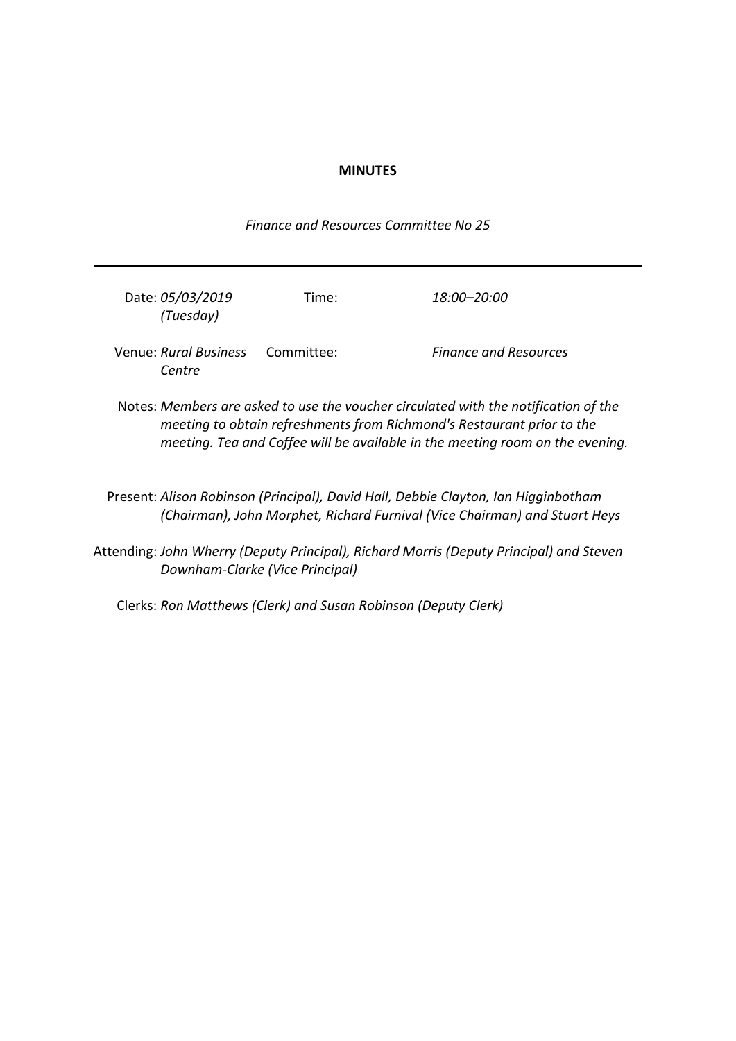**MINUTES**

*Finance and Resources Committee No 25*

---

| | | | |
|---|---|---|---|
| Date: | *05/03/2019 (Tuesday)* | Time: | *18:00–20:00* |
| Venue: | *Rural Business Centre* | Committee: | *Finance and Resources* |

Notes: *Members are asked to use the voucher circulated with the notification of the meeting to obtain refreshments from Richmond's Restaurant prior to the meeting. Tea and Coffee will be available in the meeting room on the evening.*

Present: *Alison Robinson (Principal), David Hall, Debbie Clayton, Ian Higginbotham (Chairman), John Morphet, Richard Furnival (Vice Chairman) and Stuart Heys*

Attending: *John Wherry (Deputy Principal), Richard Morris (Deputy Principal) and Steven Downham-Clarke (Vice Principal)*

Clerks: *Ron Matthews (Clerk) and Susan Robinson (Deputy Clerk)*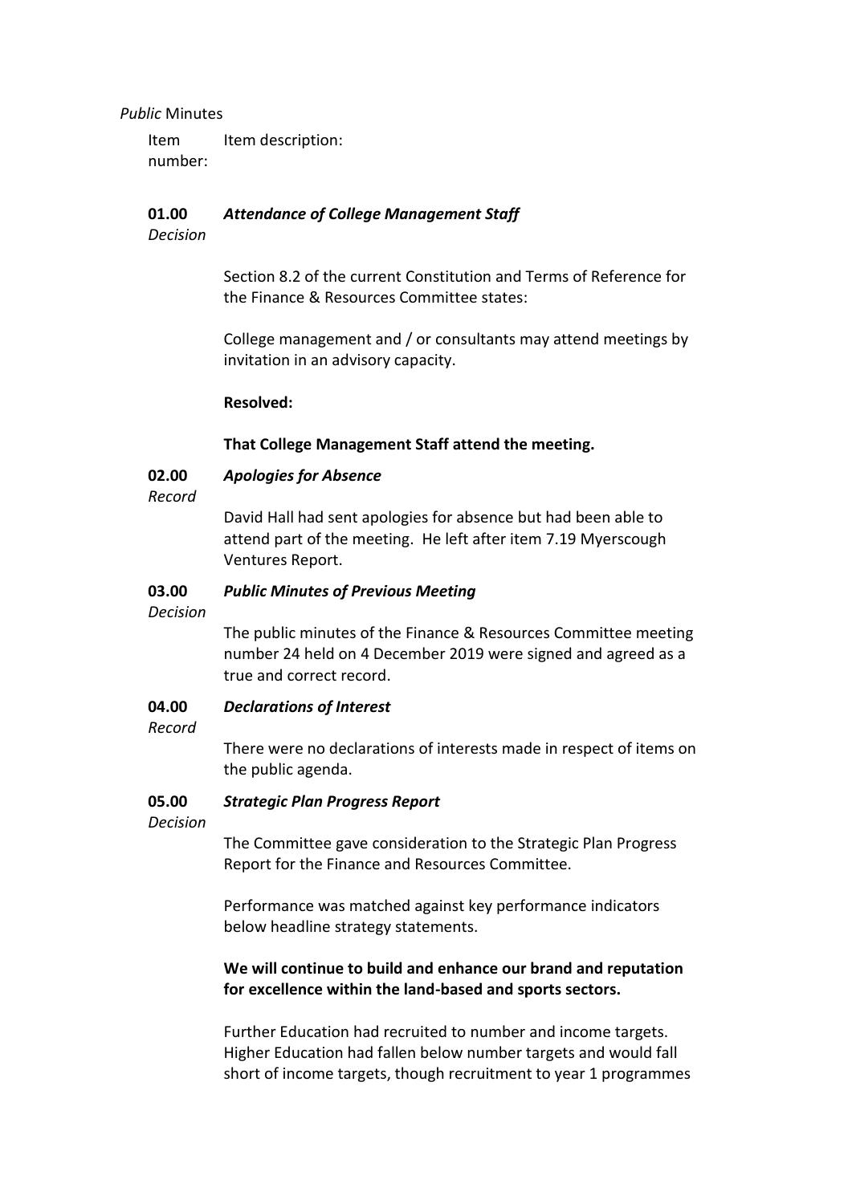*Public* Minutes

Item number: Item description:

**01.00** ***Attendance of College Management Staff***
*Decision*

Section 8.2 of the current Constitution and Terms of Reference for the Finance & Resources Committee states:

College management and / or consultants may attend meetings by invitation in an advisory capacity.

**Resolved:**

**That College Management Staff attend the meeting.**

**02.00** ***Apologies for Absence***
*Record*

David Hall had sent apologies for absence but had been able to attend part of the meeting. He left after item 7.19 Myerscough Ventures Report.

**03.00** ***Public Minutes of Previous Meeting***
*Decision*

The public minutes of the Finance & Resources Committee meeting number 24 held on 4 December 2019 were signed and agreed as a true and correct record.

**04.00** ***Declarations of Interest***
*Record*

There were no declarations of interests made in respect of items on the public agenda.

**05.00** ***Strategic Plan Progress Report***
*Decision*

The Committee gave consideration to the Strategic Plan Progress Report for the Finance and Resources Committee.

Performance was matched against key performance indicators below headline strategy statements.

**We will continue to build and enhance our brand and reputation for excellence within the land-based and sports sectors.**

Further Education had recruited to number and income targets. Higher Education had fallen below number targets and would fall short of income targets, though recruitment to year 1 programmes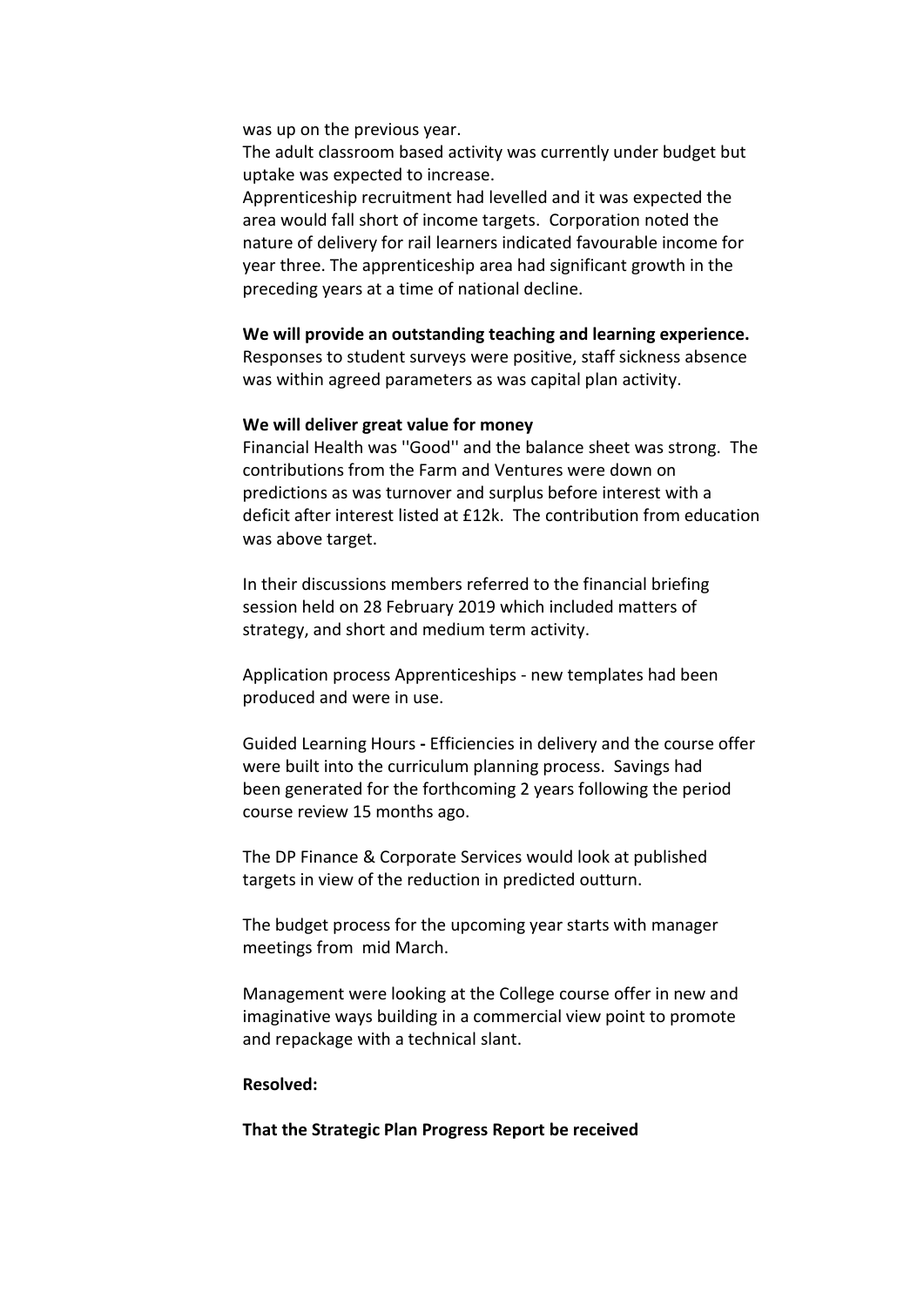was up on the previous year.

The adult classroom based activity was currently under budget but uptake was expected to increase.

Apprenticeship recruitment had levelled and it was expected the area would fall short of income targets. Corporation noted the nature of delivery for rail learners indicated favourable income for year three. The apprenticeship area had significant growth in the preceding years at a time of national decline.

**We will provide an outstanding teaching and learning experience.**

Responses to student surveys were positive, staff sickness absence was within agreed parameters as was capital plan activity.

**We will deliver great value for money**

Financial Health was ''Good'' and the balance sheet was strong. The contributions from the Farm and Ventures were down on predictions as was turnover and surplus before interest with a deficit after interest listed at £12k. The contribution from education was above target.

In their discussions members referred to the financial briefing session held on 28 February 2019 which included matters of strategy, and short and medium term activity.

Application process Apprenticeships - new templates had been produced and were in use.

Guided Learning Hours **-** Efficiencies in delivery and the course offer were built into the curriculum planning process. Savings had been generated for the forthcoming 2 years following the period course review 15 months ago.

The DP Finance & Corporate Services would look at published targets in view of the reduction in predicted outturn.

The budget process for the upcoming year starts with manager meetings from mid March.

Management were looking at the College course offer in new and imaginative ways building in a commercial view point to promote and repackage with a technical slant.

**Resolved:**

**That the Strategic Plan Progress Report be received**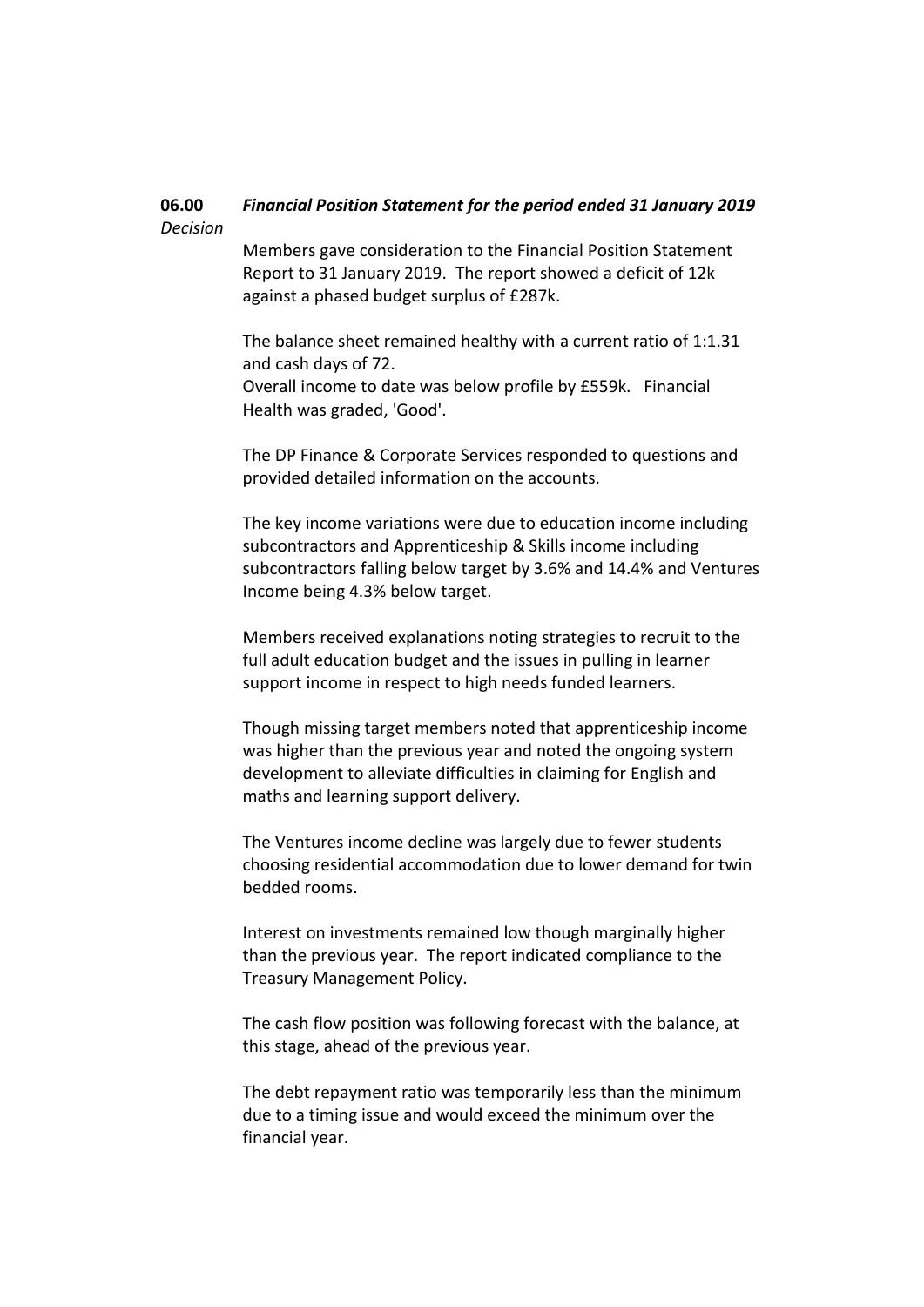**06.00** ***Financial Position Statement for the period ended 31 January 2019***

*Decision*

Members gave consideration to the Financial Position Statement Report to 31 January 2019. The report showed a deficit of 12k against a phased budget surplus of £287k.

The balance sheet remained healthy with a current ratio of 1:1.31 and cash days of 72.
Overall income to date was below profile by £559k. Financial Health was graded, 'Good'.

The DP Finance & Corporate Services responded to questions and provided detailed information on the accounts.

The key income variations were due to education income including subcontractors and Apprenticeship & Skills income including subcontractors falling below target by 3.6% and 14.4% and Ventures Income being 4.3% below target.

Members received explanations noting strategies to recruit to the full adult education budget and the issues in pulling in learner support income in respect to high needs funded learners.

Though missing target members noted that apprenticeship income was higher than the previous year and noted the ongoing system development to alleviate difficulties in claiming for English and maths and learning support delivery.

The Ventures income decline was largely due to fewer students choosing residential accommodation due to lower demand for twin bedded rooms.

Interest on investments remained low though marginally higher than the previous year. The report indicated compliance to the Treasury Management Policy.

The cash flow position was following forecast with the balance, at this stage, ahead of the previous year.

The debt repayment ratio was temporarily less than the minimum due to a timing issue and would exceed the minimum over the financial year.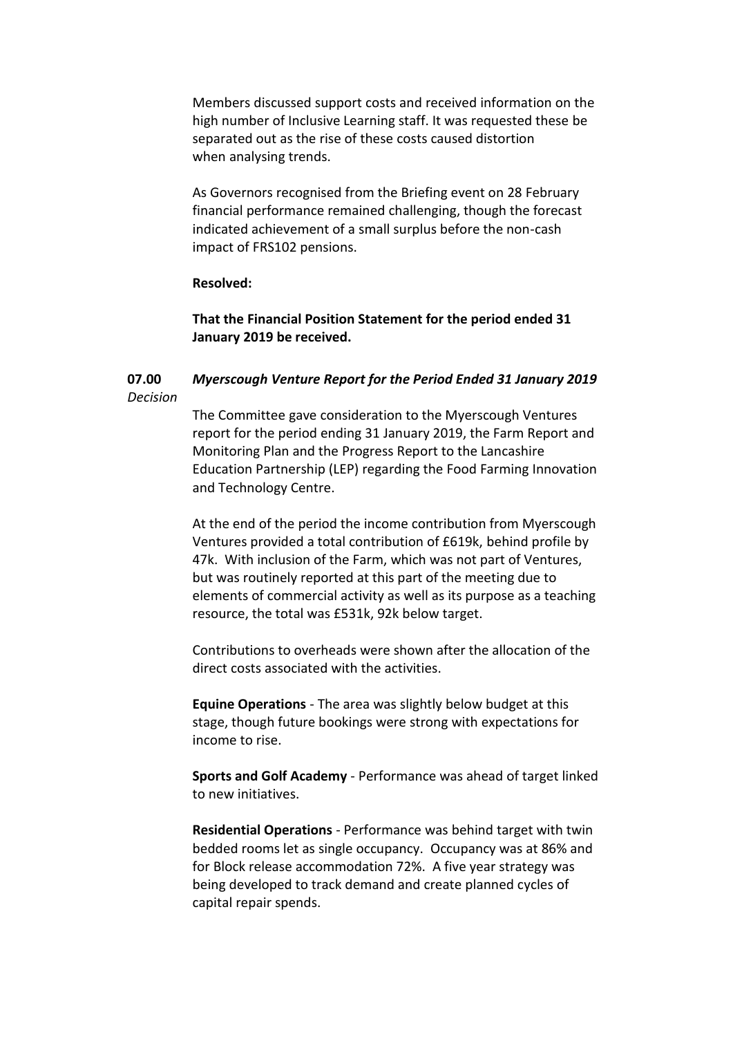Members discussed support costs and received information on the high number of Inclusive Learning staff. It was requested these be separated out as the rise of these costs caused distortion when analysing trends.

As Governors recognised from the Briefing event on 28 February financial performance remained challenging, though the forecast indicated achievement of a small surplus before the non-cash impact of FRS102 pensions.

**Resolved:**

**That the Financial Position Statement for the period ended 31 January 2019 be received.**

**07.00** *Decision*

***Myerscough Venture Report for the Period Ended 31 January 2019***

The Committee gave consideration to the Myerscough Ventures report for the period ending 31 January 2019, the Farm Report and Monitoring Plan and the Progress Report to the Lancashire Education Partnership (LEP) regarding the Food Farming Innovation and Technology Centre.

At the end of the period the income contribution from Myerscough Ventures provided a total contribution of £619k, behind profile by 47k. With inclusion of the Farm, which was not part of Ventures, but was routinely reported at this part of the meeting due to elements of commercial activity as well as its purpose as a teaching resource, the total was £531k, 92k below target.

Contributions to overheads were shown after the allocation of the direct costs associated with the activities.

**Equine Operations** - The area was slightly below budget at this stage, though future bookings were strong with expectations for income to rise.

**Sports and Golf Academy** - Performance was ahead of target linked to new initiatives.

**Residential Operations** - Performance was behind target with twin bedded rooms let as single occupancy. Occupancy was at 86% and for Block release accommodation 72%. A five year strategy was being developed to track demand and create planned cycles of capital repair spends.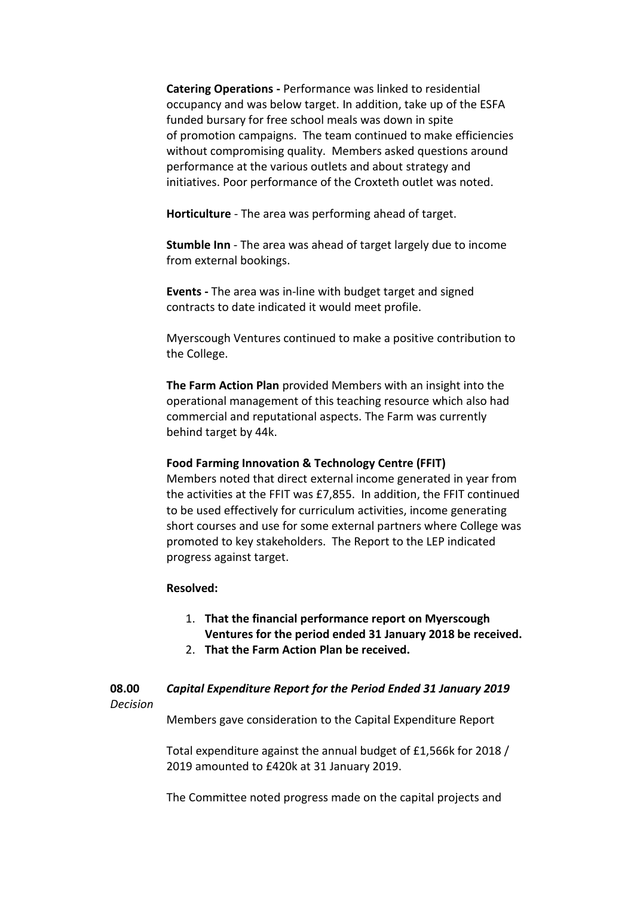**Catering Operations -** Performance was linked to residential occupancy and was below target. In addition, take up of the ESFA funded bursary for free school meals was down in spite of promotion campaigns. The team continued to make efficiencies without compromising quality. Members asked questions around performance at the various outlets and about strategy and initiatives. Poor performance of the Croxteth outlet was noted.

**Horticulture** - The area was performing ahead of target.

**Stumble Inn** - The area was ahead of target largely due to income from external bookings.

**Events -** The area was in-line with budget target and signed contracts to date indicated it would meet profile.

Myerscough Ventures continued to make a positive contribution to the College.

**The Farm Action Plan** provided Members with an insight into the operational management of this teaching resource which also had commercial and reputational aspects. The Farm was currently behind target by 44k.

**Food Farming Innovation & Technology Centre (FFIT)**

Members noted that direct external income generated in year from the activities at the FFIT was £7,855. In addition, the FFIT continued to be used effectively for curriculum activities, income generating short courses and use for some external partners where College was promoted to key stakeholders. The Report to the LEP indicated progress against target.

**Resolved:**

1. **That the financial performance report on Myerscough Ventures for the period ended 31 January 2018 be received.**
2. **That the Farm Action Plan be received.**

**08.00** *Decision*

***Capital Expenditure Report for the Period Ended 31 January 2019***

Members gave consideration to the Capital Expenditure Report

Total expenditure against the annual budget of £1,566k for 2018 / 2019 amounted to £420k at 31 January 2019.

The Committee noted progress made on the capital projects and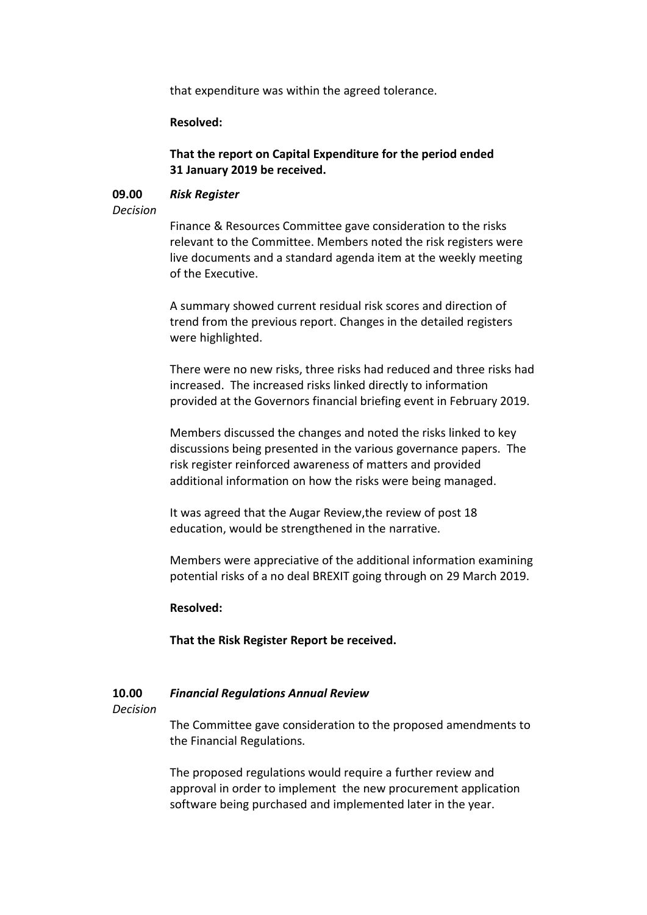that expenditure was within the agreed tolerance.

**Resolved:**

**That the report on Capital Expenditure for the period ended 31 January 2019 be received.**

**09.00** ***Risk Register***

*Decision*

Finance & Resources Committee gave consideration to the risks relevant to the Committee. Members noted the risk registers were live documents and a standard agenda item at the weekly meeting of the Executive.

A summary showed current residual risk scores and direction of trend from the previous report. Changes in the detailed registers were highlighted.

There were no new risks, three risks had reduced and three risks had increased. The increased risks linked directly to information provided at the Governors financial briefing event in February 2019.

Members discussed the changes and noted the risks linked to key discussions being presented in the various governance papers. The risk register reinforced awareness of matters and provided additional information on how the risks were being managed.

It was agreed that the Augar Review,the review of post 18 education, would be strengthened in the narrative.

Members were appreciative of the additional information examining potential risks of a no deal BREXIT going through on 29 March 2019.

**Resolved:**

**That the Risk Register Report be received.**

**10.00** ***Financial Regulations Annual Review***

*Decision*

The Committee gave consideration to the proposed amendments to the Financial Regulations.

The proposed regulations would require a further review and approval in order to implement the new procurement application software being purchased and implemented later in the year.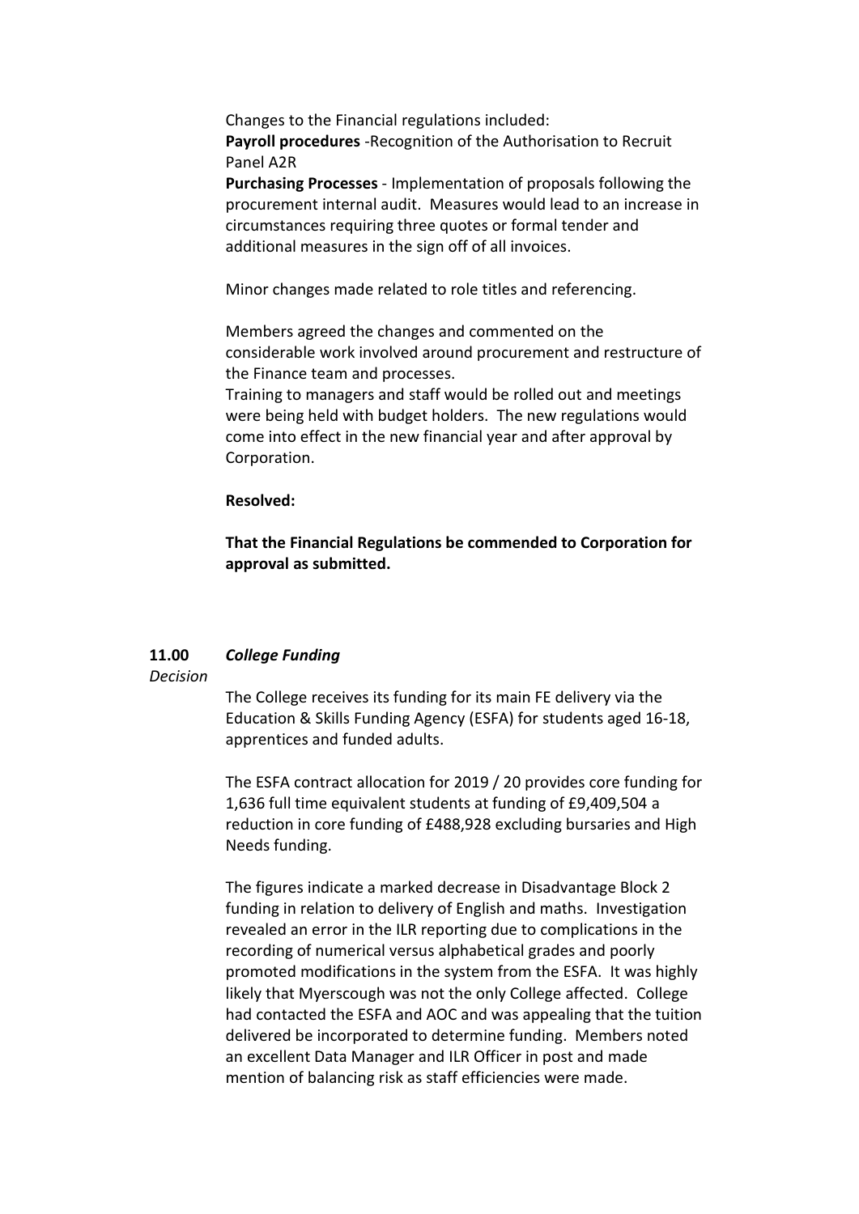Changes to the Financial regulations included:

**Payroll procedures** -Recognition of the Authorisation to Recruit Panel A2R

**Purchasing Processes** - Implementation of proposals following the procurement internal audit. Measures would lead to an increase in circumstances requiring three quotes or formal tender and additional measures in the sign off of all invoices.

Minor changes made related to role titles and referencing.

Members agreed the changes and commented on the considerable work involved around procurement and restructure of the Finance team and processes.

Training to managers and staff would be rolled out and meetings were being held with budget holders. The new regulations would come into effect in the new financial year and after approval by Corporation.

**Resolved:**

**That the Financial Regulations be commended to Corporation for approval as submitted.**

**11.00** ***College Funding***

*Decision*

The College receives its funding for its main FE delivery via the Education & Skills Funding Agency (ESFA) for students aged 16-18, apprentices and funded adults.

The ESFA contract allocation for 2019 / 20 provides core funding for 1,636 full time equivalent students at funding of £9,409,504 a reduction in core funding of £488,928 excluding bursaries and High Needs funding.

The figures indicate a marked decrease in Disadvantage Block 2 funding in relation to delivery of English and maths. Investigation revealed an error in the ILR reporting due to complications in the recording of numerical versus alphabetical grades and poorly promoted modifications in the system from the ESFA. It was highly likely that Myerscough was not the only College affected. College had contacted the ESFA and AOC and was appealing that the tuition delivered be incorporated to determine funding. Members noted an excellent Data Manager and ILR Officer in post and made mention of balancing risk as staff efficiencies were made.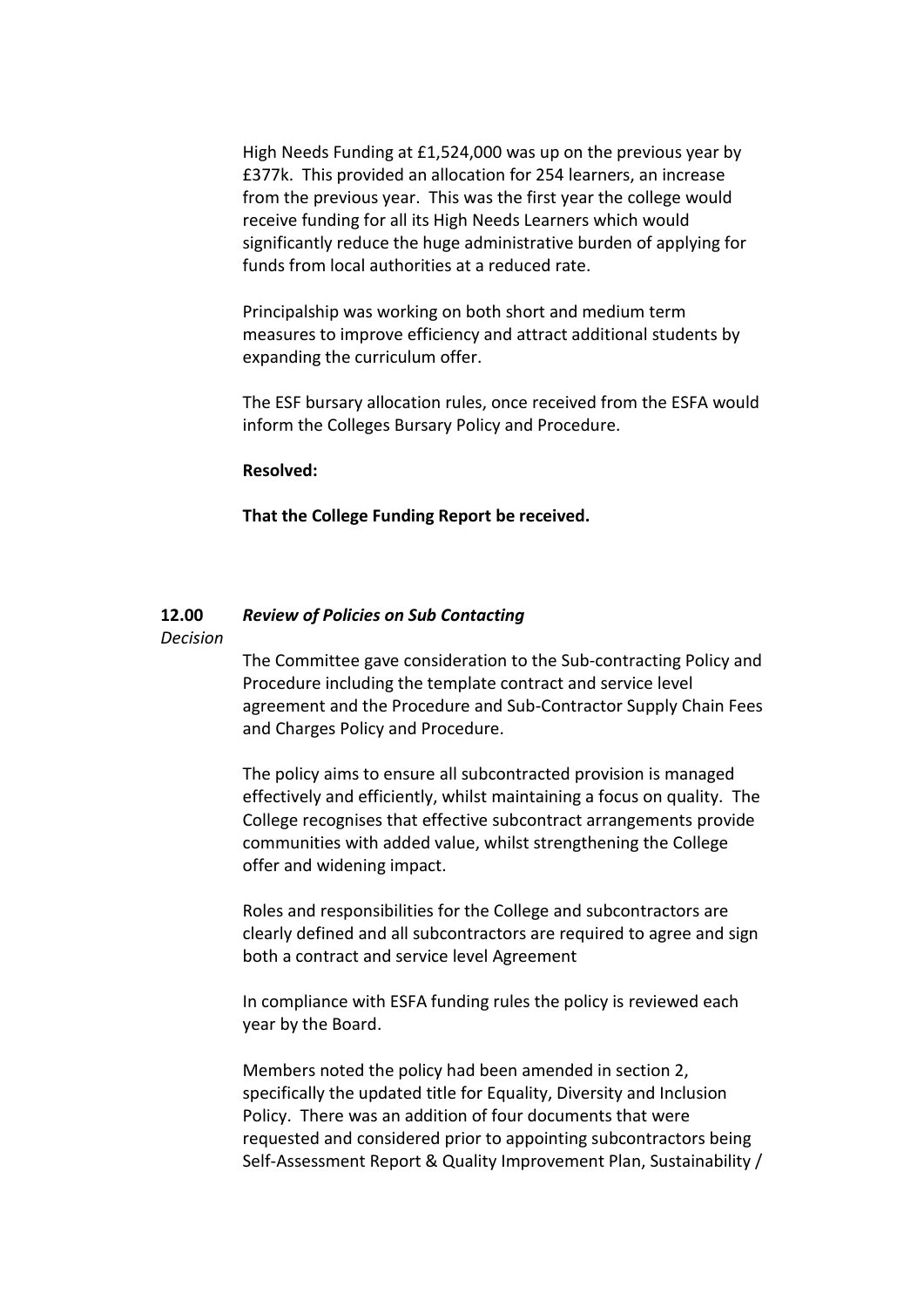High Needs Funding at £1,524,000 was up on the previous year by £377k. This provided an allocation for 254 learners, an increase from the previous year. This was the first year the college would receive funding for all its High Needs Learners which would significantly reduce the huge administrative burden of applying for funds from local authorities at a reduced rate.

Principalship was working on both short and medium term measures to improve efficiency and attract additional students by expanding the curriculum offer.

The ESF bursary allocation rules, once received from the ESFA would inform the Colleges Bursary Policy and Procedure.

**Resolved:**

**That the College Funding Report be received.**

**12.00** ***Review of Policies on Sub Contacting***

*Decision*

The Committee gave consideration to the Sub-contracting Policy and Procedure including the template contract and service level agreement and the Procedure and Sub-Contractor Supply Chain Fees and Charges Policy and Procedure.

The policy aims to ensure all subcontracted provision is managed effectively and efficiently, whilst maintaining a focus on quality. The College recognises that effective subcontract arrangements provide communities with added value, whilst strengthening the College offer and widening impact.

Roles and responsibilities for the College and subcontractors are clearly defined and all subcontractors are required to agree and sign both a contract and service level Agreement

In compliance with ESFA funding rules the policy is reviewed each year by the Board.

Members noted the policy had been amended in section 2, specifically the updated title for Equality, Diversity and Inclusion Policy. There was an addition of four documents that were requested and considered prior to appointing subcontractors being Self-Assessment Report & Quality Improvement Plan, Sustainability /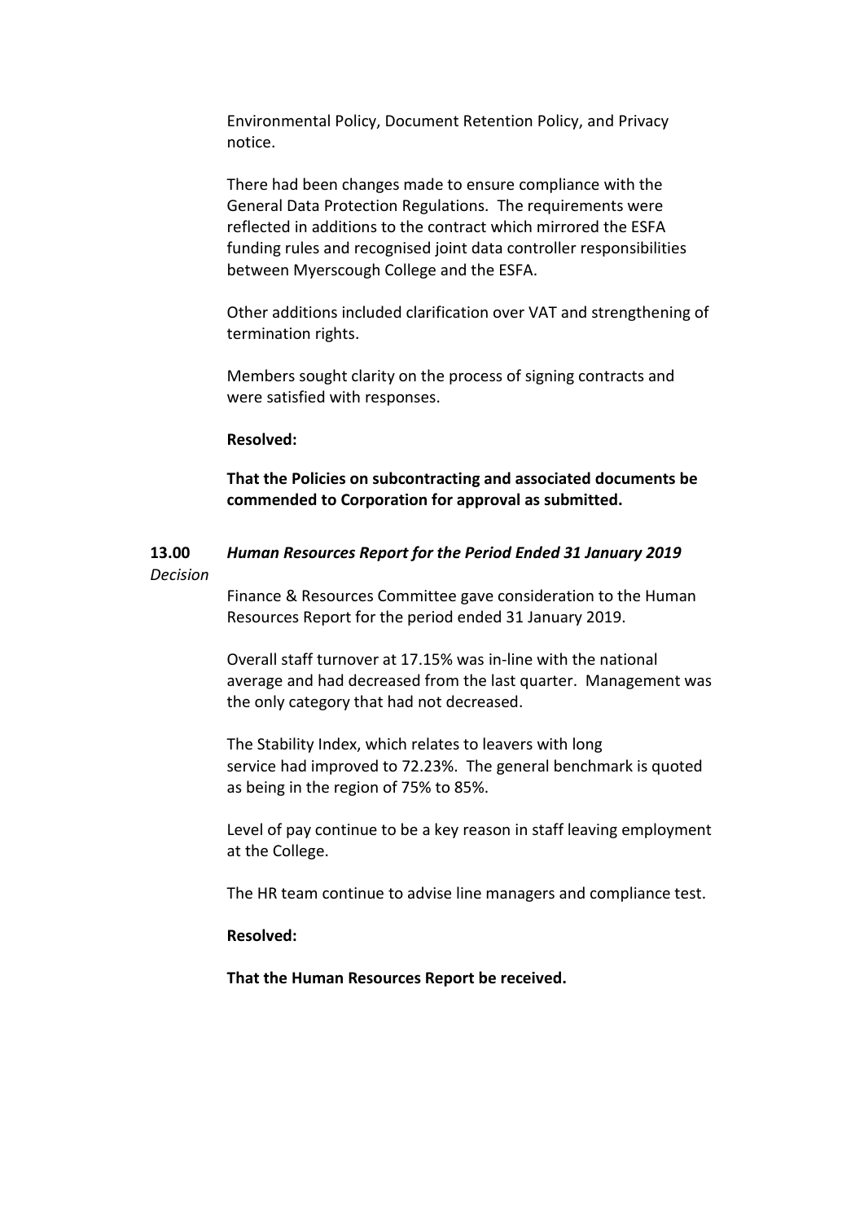Environmental Policy, Document Retention Policy, and Privacy notice.

There had been changes made to ensure compliance with the General Data Protection Regulations. The requirements were reflected in additions to the contract which mirrored the ESFA funding rules and recognised joint data controller responsibilities between Myerscough College and the ESFA.

Other additions included clarification over VAT and strengthening of termination rights.

Members sought clarity on the process of signing contracts and were satisfied with responses.

**Resolved:**

**That the Policies on subcontracting and associated documents be commended to Corporation for approval as submitted.**

**13.00** ***Human Resources Report for the Period Ended 31 January 2019***
*Decision*

Finance & Resources Committee gave consideration to the Human Resources Report for the period ended 31 January 2019.

Overall staff turnover at 17.15% was in-line with the national average and had decreased from the last quarter. Management was the only category that had not decreased.

The Stability Index, which relates to leavers with long service had improved to 72.23%. The general benchmark is quoted as being in the region of 75% to 85%.

Level of pay continue to be a key reason in staff leaving employment at the College.

The HR team continue to advise line managers and compliance test.

**Resolved:**

**That the Human Resources Report be received.**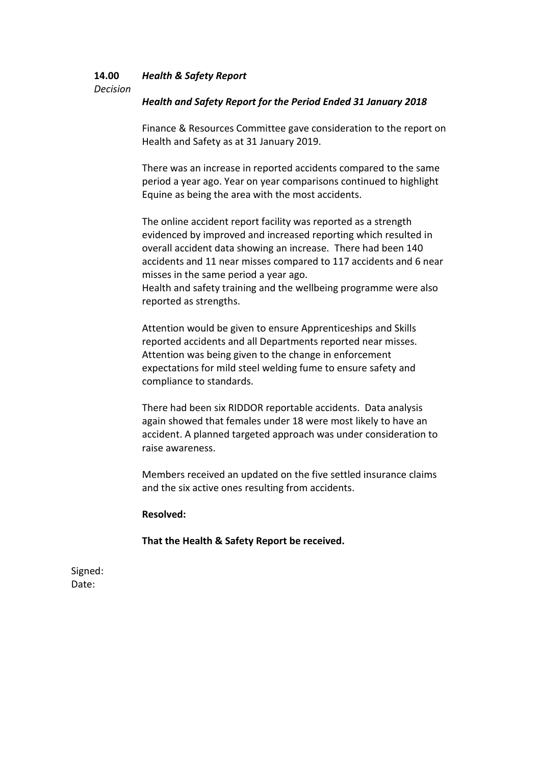**14.00** ***Health & Safety Report***

*Decision*

***Health and Safety Report for the Period Ended 31 January 2018***

Finance & Resources Committee gave consideration to the report on Health and Safety as at 31 January 2019.

There was an increase in reported accidents compared to the same period a year ago. Year on year comparisons continued to highlight Equine as being the area with the most accidents.

The online accident report facility was reported as a strength evidenced by improved and increased reporting which resulted in overall accident data showing an increase. There had been 140 accidents and 11 near misses compared to 117 accidents and 6 near misses in the same period a year ago.
Health and safety training and the wellbeing programme were also reported as strengths.

Attention would be given to ensure Apprenticeships and Skills reported accidents and all Departments reported near misses. Attention was being given to the change in enforcement expectations for mild steel welding fume to ensure safety and compliance to standards.

There had been six RIDDOR reportable accidents. Data analysis again showed that females under 18 were most likely to have an accident. A planned targeted approach was under consideration to raise awareness.

Members received an updated on the five settled insurance claims and the six active ones resulting from accidents.

**Resolved:**

**That the Health & Safety Report be received.**

Signed:
Date: